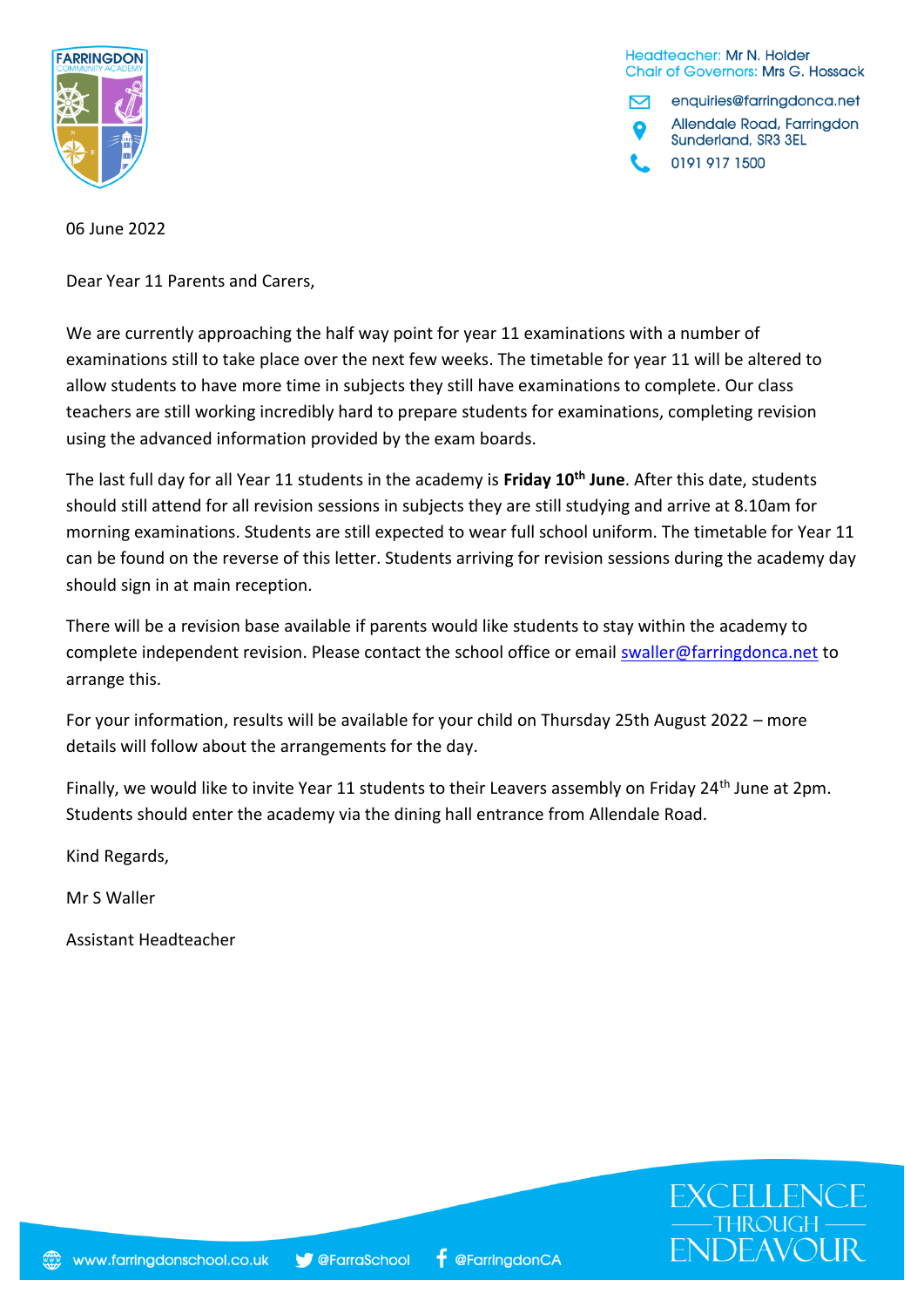Headteacher: Mr N. Holder
Chair of Governors: Mrs G. Hossack

enquiries@farringdonca.net
Allendale Road, Farringdon
Sunderland, SR3 3EL
0191 917 1500

06 June 2022

Dear Year 11 Parents and Carers,

We are currently approaching the half way point for year 11 examinations with a number of examinations still to take place over the next few weeks. The timetable for year 11 will be altered to allow students to have more time in subjects they still have examinations to complete. Our class teachers are still working incredibly hard to prepare students for examinations, completing revision using the advanced information provided by the exam boards.

The last full day for all Year 11 students in the academy is **Friday 10th June**. After this date, students should still attend for all revision sessions in subjects they are still studying and arrive at 8.10am for morning examinations. Students are still expected to wear full school uniform. The timetable for Year 11 can be found on the reverse of this letter. Students arriving for revision sessions during the academy day should sign in at main reception.

There will be a revision base available if parents would like students to stay within the academy to complete independent revision. Please contact the school office or email swaller@farringdonca.net to arrange this.

For your information, results will be available for your child on Thursday 25th August 2022 – more details will follow about the arrangements for the day.

Finally, we would like to invite Year 11 students to their Leavers assembly on Friday 24th June at 2pm. Students should enter the academy via the dining hall entrance from Allendale Road.

Kind Regards,

Mr S Waller

Assistant Headteacher

www.farringdonschool.co.uk @FarraSchool @FarringdonCA

EXCELLENCE THROUGH ENDEAVOUR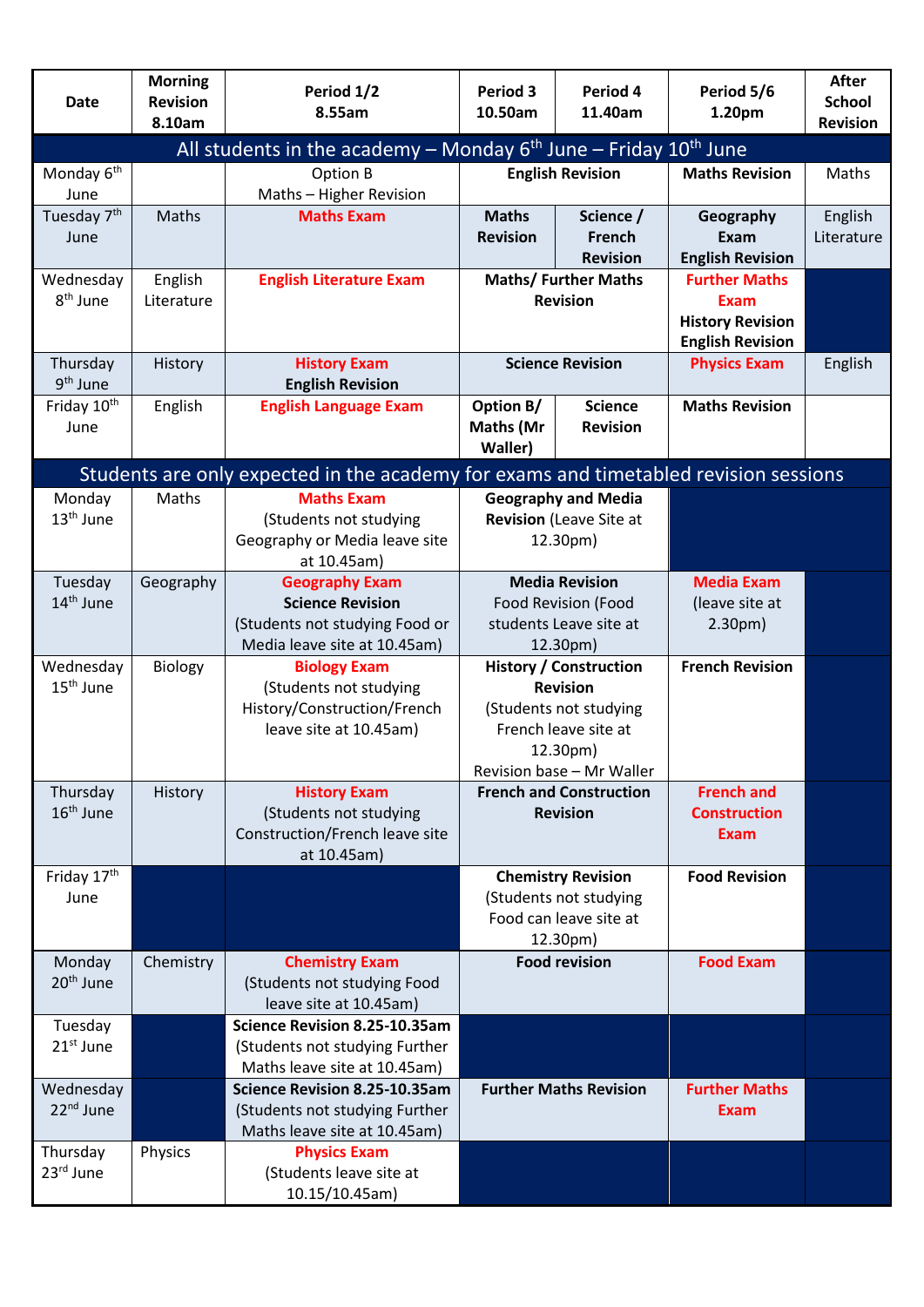| Date | Morning Revision 8.10am | Period 1/2 8.55am | Period 3 10.50am | Period 4 11.40am | Period 5/6 1.20pm | After School Revision |
|---|---|---|---|---|---|---|
| **All students in the academy – Monday 6th June – Friday 10th June** | | | | | | |
| Monday 6th June | | Option B Maths – Higher Revision | **English Revision** | | **Maths Revision** | Maths |
| Tuesday 7th June | Maths | **Maths Exam** | **Maths Revision** | **Science / French Revision** | **Geography Exam English Revision** | English Literature |
| Wednesday 8th June | English Literature | **English Literature Exam** | **Maths/ Further Maths Revision** | | **Further Maths Exam History Revision English Revision** | |
| Thursday 9th June | History | **History Exam English Revision** | **Science Revision** | | **Physics Exam** | English |
| Friday 10th June | English | **English Language Exam** | **Option B/ Maths (Mr Waller)** | **Science Revision** | **Maths Revision** | |
| **Students are only expected in the academy for exams and timetabled revision sessions** | | | | | | |
| Monday 13th June | Maths | **Maths Exam** (Students not studying Geography or Media leave site at 10.45am) | **Geography and Media Revision** (Leave Site at 12.30pm) | | | |
| Tuesday 14th June | Geography | **Geography Exam Science Revision** (Students not studying Food or Media leave site at 10.45am) | **Media Revision** Food Revision (Food students Leave site at 12.30pm) | | **Media Exam** (leave site at 2.30pm) | |
| Wednesday 15th June | Biology | **Biology Exam** (Students not studying History/Construction/French leave site at 10.45am) | **History / Construction Revision** (Students not studying French leave site at 12.30pm) Revision base – Mr Waller | | **French Revision** | |
| Thursday 16th June | History | **History Exam** (Students not studying Construction/French leave site at 10.45am) | **French and Construction Revision** | | **French and Construction Exam** | |
| Friday 17th June | | | **Chemistry Revision** (Students not studying Food can leave site at 12.30pm) | | **Food Revision** | |
| Monday 20th June | Chemistry | **Chemistry Exam** (Students not studying Food leave site at 10.45am) | **Food revision** | | **Food Exam** | |
| Tuesday 21st June | | **Science Revision 8.25-10.35am** (Students not studying Further Maths leave site at 10.45am) | | | | |
| Wednesday 22nd June | | **Science Revision 8.25-10.35am** (Students not studying Further Maths leave site at 10.45am) | **Further Maths Revision** | | **Further Maths Exam** | |
| Thursday 23rd June | Physics | **Physics Exam** (Students leave site at 10.15/10.45am) | | | | |